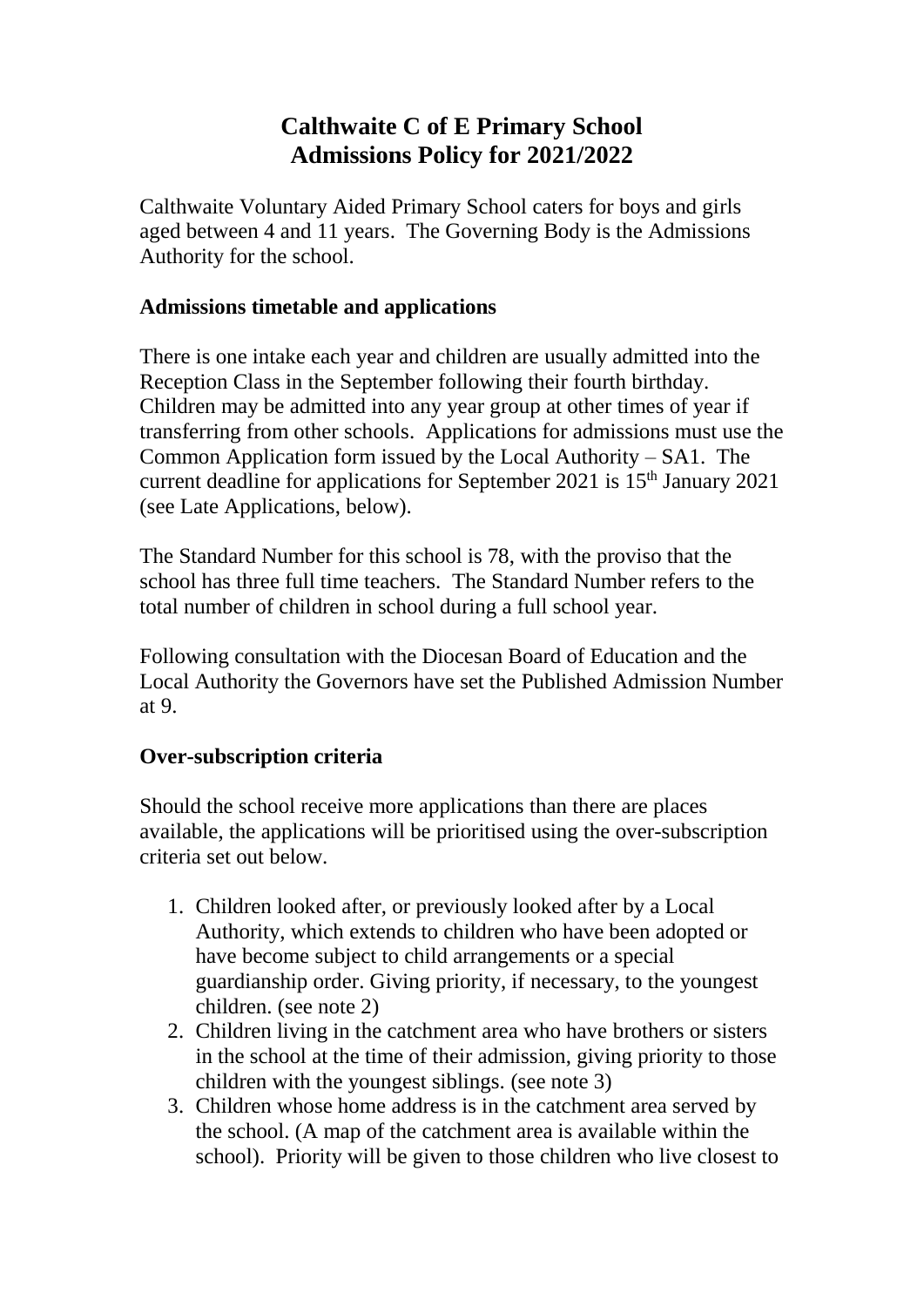# Calthwaite C of E Primary School
# Admissions Policy for 2021/2022

Calthwaite Voluntary Aided Primary School caters for boys and girls aged between 4 and 11 years. The Governing Body is the Admissions Authority for the school.

## Admissions timetable and applications

There is one intake each year and children are usually admitted into the Reception Class in the September following their fourth birthday. Children may be admitted into any year group at other times of year if transferring from other schools. Applications for admissions must use the Common Application form issued by the Local Authority – SA1. The current deadline for applications for September 2021 is 15th January 2021 (see Late Applications, below).

The Standard Number for this school is 78, with the proviso that the school has three full time teachers. The Standard Number refers to the total number of children in school during a full school year.

Following consultation with the Diocesan Board of Education and the Local Authority the Governors have set the Published Admission Number at 9.

## Over-subscription criteria

Should the school receive more applications than there are places available, the applications will be prioritised using the over-subscription criteria set out below.

1. Children looked after, or previously looked after by a Local Authority, which extends to children who have been adopted or have become subject to child arrangements or a special guardianship order. Giving priority, if necessary, to the youngest children. (see note 2)
2. Children living in the catchment area who have brothers or sisters in the school at the time of their admission, giving priority to those children with the youngest siblings. (see note 3)
3. Children whose home address is in the catchment area served by the school. (A map of the catchment area is available within the school). Priority will be given to those children who live closest to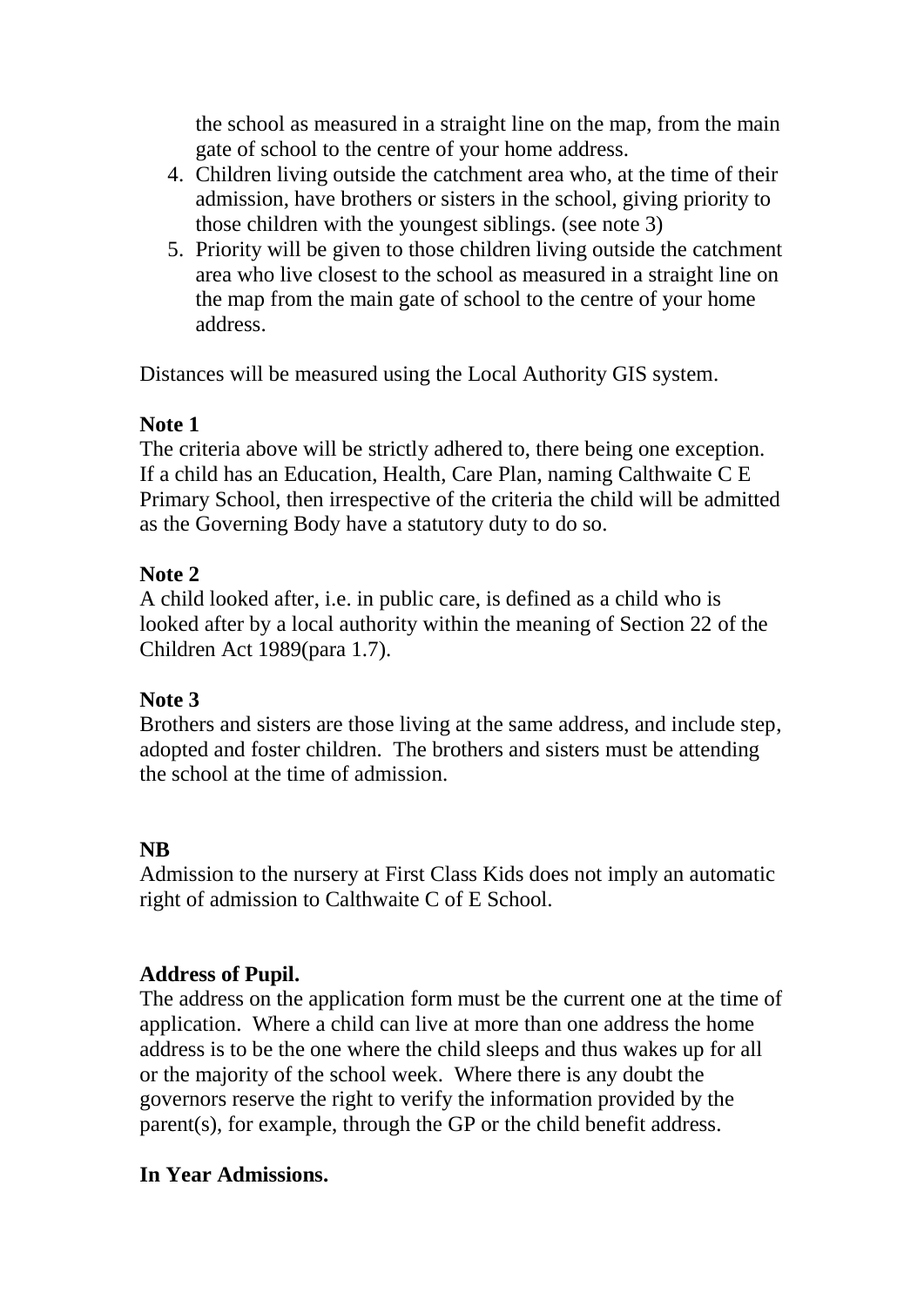the school as measured in a straight line on the map, from the main gate of school to the centre of your home address.

4. Children living outside the catchment area who, at the time of their admission, have brothers or sisters in the school, giving priority to those children with the youngest siblings. (see note 3)
5. Priority will be given to those children living outside the catchment area who live closest to the school as measured in a straight line on the map from the main gate of school to the centre of your home address.

Distances will be measured using the Local Authority GIS system.

**Note 1**
The criteria above will be strictly adhered to, there being one exception. If a child has an Education, Health, Care Plan, naming Calthwaite C E Primary School, then irrespective of the criteria the child will be admitted as the Governing Body have a statutory duty to do so.

**Note 2**
A child looked after, i.e. in public care, is defined as a child who is looked after by a local authority within the meaning of Section 22 of the Children Act 1989(para 1.7).

**Note 3**
Brothers and sisters are those living at the same address, and include step, adopted and foster children. The brothers and sisters must be attending the school at the time of admission.

**NB**
Admission to the nursery at First Class Kids does not imply an automatic right of admission to Calthwaite C of E School.

**Address of Pupil.**
The address on the application form must be the current one at the time of application. Where a child can live at more than one address the home address is to be the one where the child sleeps and thus wakes up for all or the majority of the school week. Where there is any doubt the governors reserve the right to verify the information provided by the parent(s), for example, through the GP or the child benefit address.

**In Year Admissions.**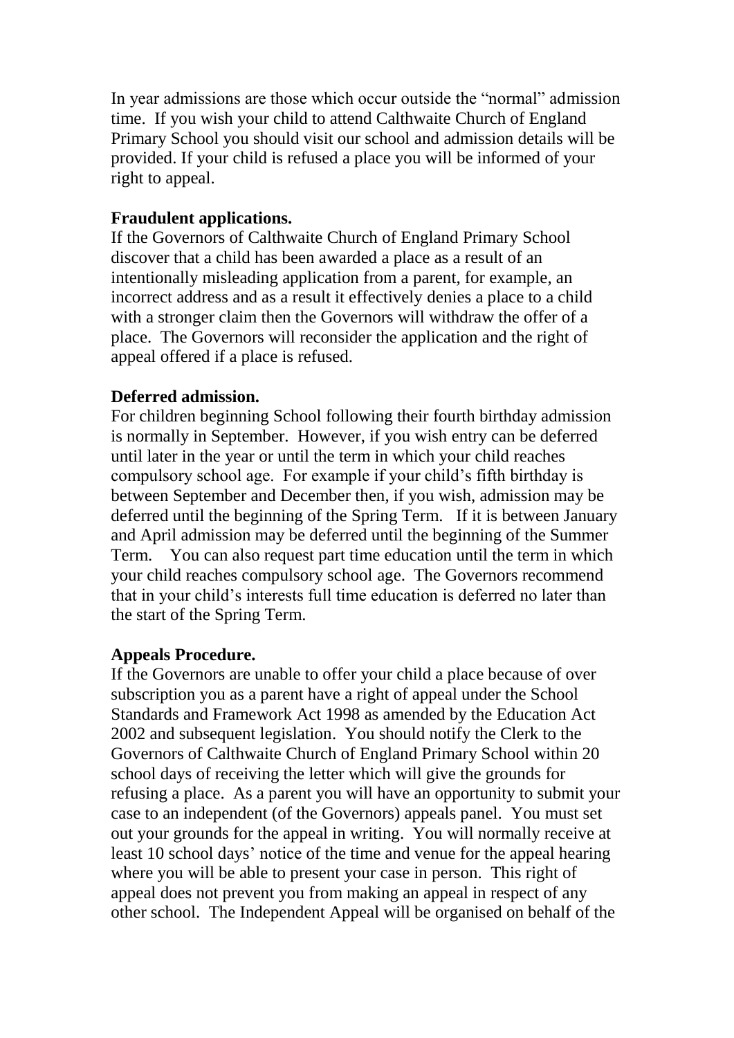In year admissions are those which occur outside the "normal" admission time. If you wish your child to attend Calthwaite Church of England Primary School you should visit our school and admission details will be provided. If your child is refused a place you will be informed of your right to appeal.

**Fraudulent applications.**

If the Governors of Calthwaite Church of England Primary School discover that a child has been awarded a place as a result of an intentionally misleading application from a parent, for example, an incorrect address and as a result it effectively denies a place to a child with a stronger claim then the Governors will withdraw the offer of a place. The Governors will reconsider the application and the right of appeal offered if a place is refused.

**Deferred admission.**

For children beginning School following their fourth birthday admission is normally in September. However, if you wish entry can be deferred until later in the year or until the term in which your child reaches compulsory school age. For example if your child's fifth birthday is between September and December then, if you wish, admission may be deferred until the beginning of the Spring Term. If it is between January and April admission may be deferred until the beginning of the Summer Term. You can also request part time education until the term in which your child reaches compulsory school age. The Governors recommend that in your child's interests full time education is deferred no later than the start of the Spring Term.

**Appeals Procedure.**

If the Governors are unable to offer your child a place because of over subscription you as a parent have a right of appeal under the School Standards and Framework Act 1998 as amended by the Education Act 2002 and subsequent legislation. You should notify the Clerk to the Governors of Calthwaite Church of England Primary School within 20 school days of receiving the letter which will give the grounds for refusing a place. As a parent you will have an opportunity to submit your case to an independent (of the Governors) appeals panel. You must set out your grounds for the appeal in writing. You will normally receive at least 10 school days' notice of the time and venue for the appeal hearing where you will be able to present your case in person. This right of appeal does not prevent you from making an appeal in respect of any other school. The Independent Appeal will be organised on behalf of the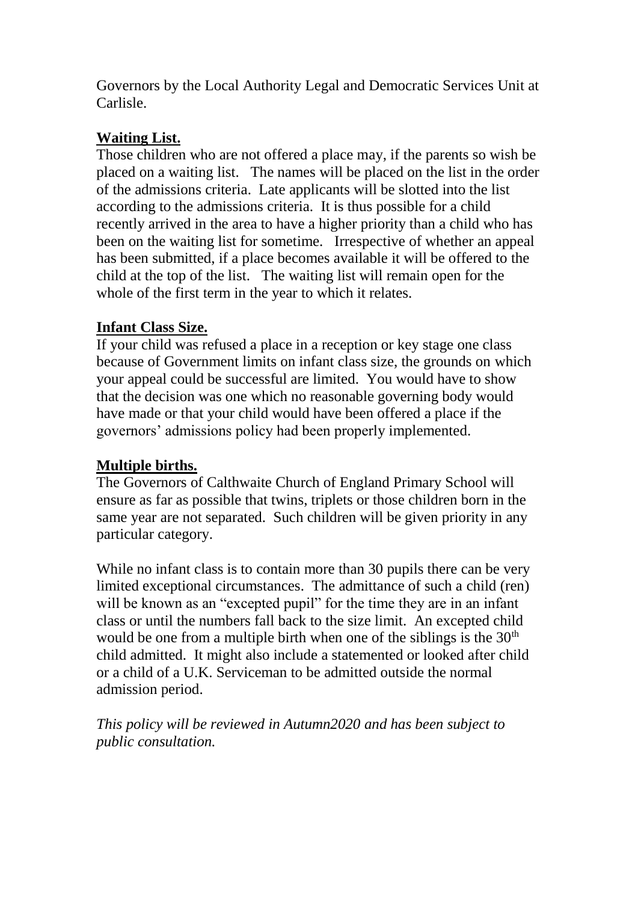Governors by the Local Authority Legal and Democratic Services Unit at Carlisle.

**Waiting List.**

Those children who are not offered a place may, if the parents so wish be placed on a waiting list. The names will be placed on the list in the order of the admissions criteria. Late applicants will be slotted into the list according to the admissions criteria. It is thus possible for a child recently arrived in the area to have a higher priority than a child who has been on the waiting list for sometime. Irrespective of whether an appeal has been submitted, if a place becomes available it will be offered to the child at the top of the list. The waiting list will remain open for the whole of the first term in the year to which it relates.

**Infant Class Size.**

If your child was refused a place in a reception or key stage one class because of Government limits on infant class size, the grounds on which your appeal could be successful are limited. You would have to show that the decision was one which no reasonable governing body would have made or that your child would have been offered a place if the governors' admissions policy had been properly implemented.

**Multiple births.**

The Governors of Calthwaite Church of England Primary School will ensure as far as possible that twins, triplets or those children born in the same year are not separated. Such children will be given priority in any particular category.

While no infant class is to contain more than 30 pupils there can be very limited exceptional circumstances. The admittance of such a child (ren) will be known as an "excepted pupil" for the time they are in an infant class or until the numbers fall back to the size limit. An excepted child would be one from a multiple birth when one of the siblings is the 30th child admitted. It might also include a statemented or looked after child or a child of a U.K. Serviceman to be admitted outside the normal admission period.

*This policy will be reviewed in Autumn2020 and has been subject to public consultation.*